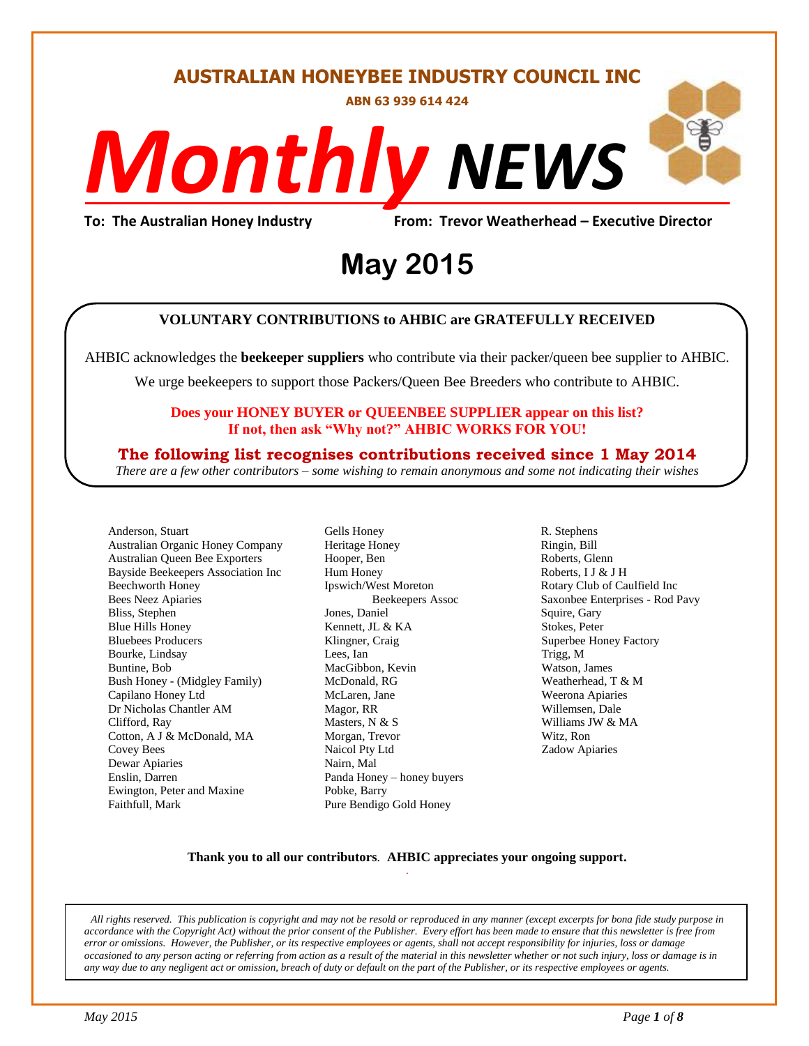# AUSTRALIAN HONEYBEE INDUSTRY COUNCIL INC

**ABN 63 939 614 424**

# *Monthly* NEWS

**To: The Australian Honey Industry** **From: Trevor Weatherhead – Executive Director**

## May 2015

### VOLUNTARY CONTRIBUTIONS to AHBIC are GRATEFULLY RECEIVED

AHBIC acknowledges the **beekeeper suppliers** who contribute via their packer/queen bee supplier to AHBIC.

We urge beekeepers to support those Packers/Queen Bee Breeders who contribute to AHBIC.

**Does your HONEY BUYER or QUEENBEE SUPPLIER appear on this list? If not, then ask "Why not?" AHBIC WORKS FOR YOU!**

**The following list recognises contributions received since 1 May 2014**

*There are a few other contributors – some wishing to remain anonymous and some not indicating their wishes*

Anderson, Stuart
Australian Organic Honey Company
Australian Queen Bee Exporters
Bayside Beekeepers Association Inc
Beechworth Honey
Bees Neez Apiaries
Bliss, Stephen
Blue Hills Honey
Bluebees Producers
Bourke, Lindsay
Buntine, Bob
Bush Honey - (Midgley Family)
Capilano Honey Ltd
Dr Nicholas Chantler AM
Clifford, Ray
Cotton, A J & McDonald, MA
Covey Bees
Dewar Apiaries
Enslin, Darren
Ewington, Peter and Maxine
Faithfull, Mark
Gells Honey
Heritage Honey
Hooper, Ben
Hum Honey
Ipswich/West Moreton Beekeepers Assoc
Jones, Daniel
Kennett, JL & KA
Klingner, Craig
Lees, Ian
MacGibbon, Kevin
McDonald, RG
McLaren, Jane
Magor, RR
Masters, N & S
Morgan, Trevor
Naicol Pty Ltd
Nairn, Mal
Panda Honey – honey buyers
Pobke, Barry
Pure Bendigo Gold Honey
R. Stephens
Ringin, Bill
Roberts, Glenn
Roberts, I J & J H
Rotary Club of Caulfield Inc
Saxonbee Enterprises - Rod Pavy
Squire, Gary
Stokes, Peter
Superbee Honey Factory
Trigg, M
Watson, James
Weatherhead, T & M
Weerona Apiaries
Willemsen, Dale
Williams JW & MA
Witz, Ron
Zadow Apiaries

**Thank you to all our contributors**. **AHBIC appreciates your ongoing support.**

*All rights reserved. This publication is copyright and may not be resold or reproduced in any manner (except excerpts for bona fide study purpose in accordance with the Copyright Act) without the prior consent of the Publisher. Every effort has been made to ensure that this newsletter is free from error or omissions. However, the Publisher, or its respective employees or agents, shall not accept responsibility for injuries, loss or damage occasioned to any person acting or referring from action as a result of the material in this newsletter whether or not such injury, loss or damage is in any way due to any negligent act or omission, breach of duty or default on the part of the Publisher, or its respective employees or agents.*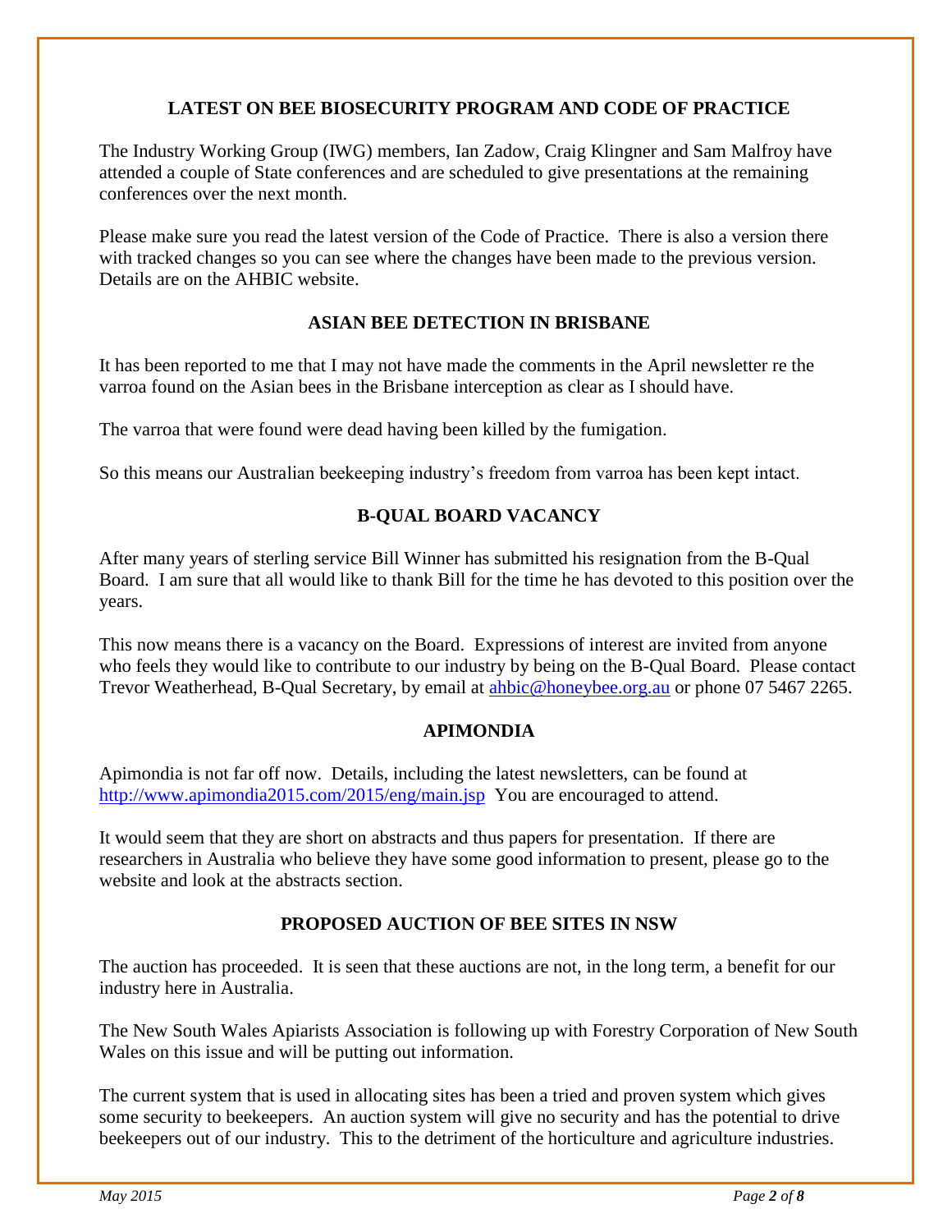## LATEST ON BEE BIOSECURITY PROGRAM AND CODE OF PRACTICE

The Industry Working Group (IWG) members, Ian Zadow, Craig Klingner and Sam Malfroy have attended a couple of State conferences and are scheduled to give presentations at the remaining conferences over the next month.

Please make sure you read the latest version of the Code of Practice. There is also a version there with tracked changes so you can see where the changes have been made to the previous version. Details are on the AHBIC website.

## ASIAN BEE DETECTION IN BRISBANE

It has been reported to me that I may not have made the comments in the April newsletter re the varroa found on the Asian bees in the Brisbane interception as clear as I should have.

The varroa that were found were dead having been killed by the fumigation.

So this means our Australian beekeeping industry's freedom from varroa has been kept intact.

## B-QUAL BOARD VACANCY

After many years of sterling service Bill Winner has submitted his resignation from the B-Qual Board. I am sure that all would like to thank Bill for the time he has devoted to this position over the years.

This now means there is a vacancy on the Board. Expressions of interest are invited from anyone who feels they would like to contribute to our industry by being on the B-Qual Board. Please contact Trevor Weatherhead, B-Qual Secretary, by email at ahbic@honeybee.org.au or phone 07 5467 2265.

## APIMONDIA

Apimondia is not far off now. Details, including the latest newsletters, can be found at http://www.apimondia2015.com/2015/eng/main.jsp You are encouraged to attend.

It would seem that they are short on abstracts and thus papers for presentation. If there are researchers in Australia who believe they have some good information to present, please go to the website and look at the abstracts section.

## PROPOSED AUCTION OF BEE SITES IN NSW

The auction has proceeded. It is seen that these auctions are not, in the long term, a benefit for our industry here in Australia.

The New South Wales Apiarists Association is following up with Forestry Corporation of New South Wales on this issue and will be putting out information.

The current system that is used in allocating sites has been a tried and proven system which gives some security to beekeepers. An auction system will give no security and has the potential to drive beekeepers out of our industry. This to the detriment of the horticulture and agriculture industries.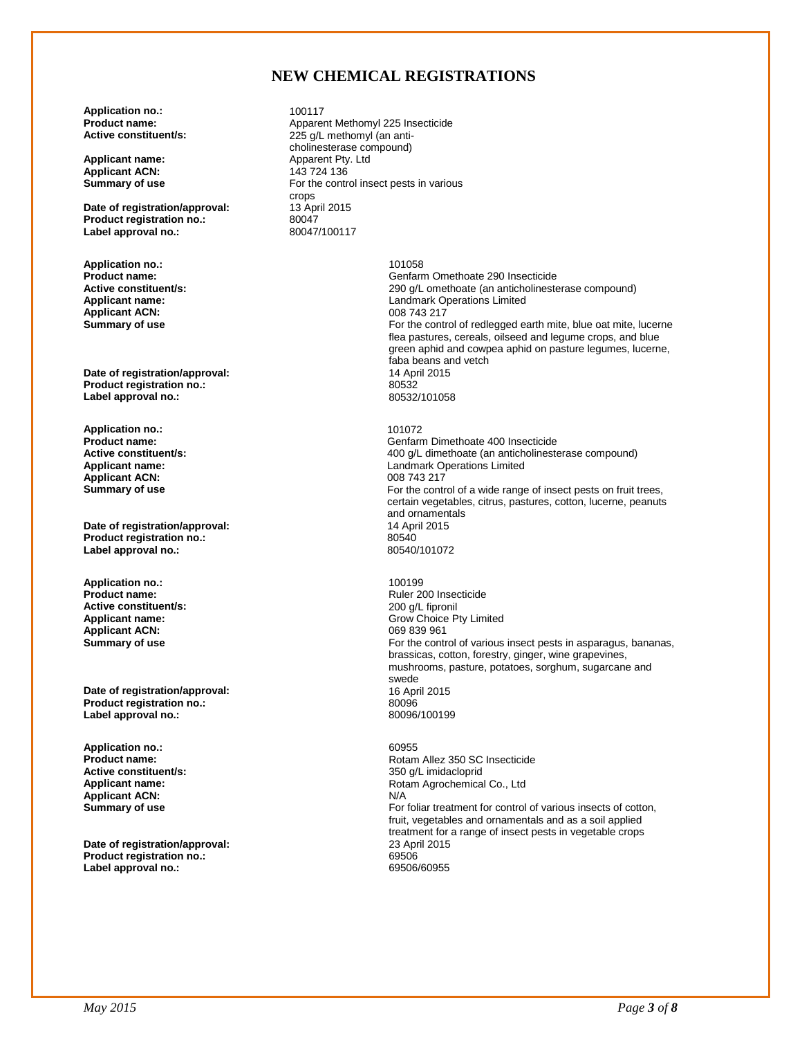# NEW CHEMICAL REGISTRATIONS

**Application no.:** 100117
**Product name:** Apparent Methomyl 225 Insecticide
**Active constituent/s:** 225 g/L methomyl (an anti-cholinesterase compound)
**Applicant name:** Apparent Pty. Ltd
**Applicant ACN:** 143 724 136
**Summary of use** For the control insect pests in various crops
**Date of registration/approval:** 13 April 2015
**Product registration no.:** 80047
**Label approval no.:** 80047/100117

**Application no.:** 101058
**Product name:** Genfarm Omethoate 290 Insecticide
**Active constituent/s:** 290 g/L omethoate (an anticholinesterase compound)
**Applicant name:** Landmark Operations Limited
**Applicant ACN:** 008 743 217
**Summary of use** For the control of redlegged earth mite, blue oat mite, lucerne flea pastures, cereals, oilseed and legume crops, and blue green aphid and cowpea aphid on pasture legumes, lucerne, faba beans and vetch
**Date of registration/approval:** 14 April 2015
**Product registration no.:** 80532
**Label approval no.:** 80532/101058

**Application no.:** 101072
**Product name:** Genfarm Dimethoate 400 Insecticide
**Active constituent/s:** 400 g/L dimethoate (an anticholinesterase compound)
**Applicant name:** Landmark Operations Limited
**Applicant ACN:** 008 743 217
**Summary of use** For the control of a wide range of insect pests on fruit trees, certain vegetables, citrus, pastures, cotton, lucerne, peanuts and ornamentals
**Date of registration/approval:** 14 April 2015
**Product registration no.:** 80540
**Label approval no.:** 80540/101072

**Application no.:** 100199
**Product name:** Ruler 200 Insecticide
**Active constituent/s:** 200 g/L fipronil
**Applicant name:** Grow Choice Pty Limited
**Applicant ACN:** 069 839 961
**Summary of use** For the control of various insect pests in asparagus, bananas, brassicas, cotton, forestry, ginger, wine grapevines, mushrooms, pasture, potatoes, sorghum, sugarcane and swede
**Date of registration/approval:** 16 April 2015
**Product registration no.:** 80096
**Label approval no.:** 80096/100199

**Application no.:** 60955
**Product name:** Rotam Allez 350 SC Insecticide
**Active constituent/s:** 350 g/L imidacloprid
**Applicant name:** Rotam Agrochemical Co., Ltd
**Applicant ACN:** N/A
**Summary of use** For foliar treatment for control of various insects of cotton, fruit, vegetables and ornamentals and as a soil applied treatment for a range of insect pests in vegetable crops
**Date of registration/approval:** 23 April 2015
**Product registration no.:** 69506
**Label approval no.:** 69506/60955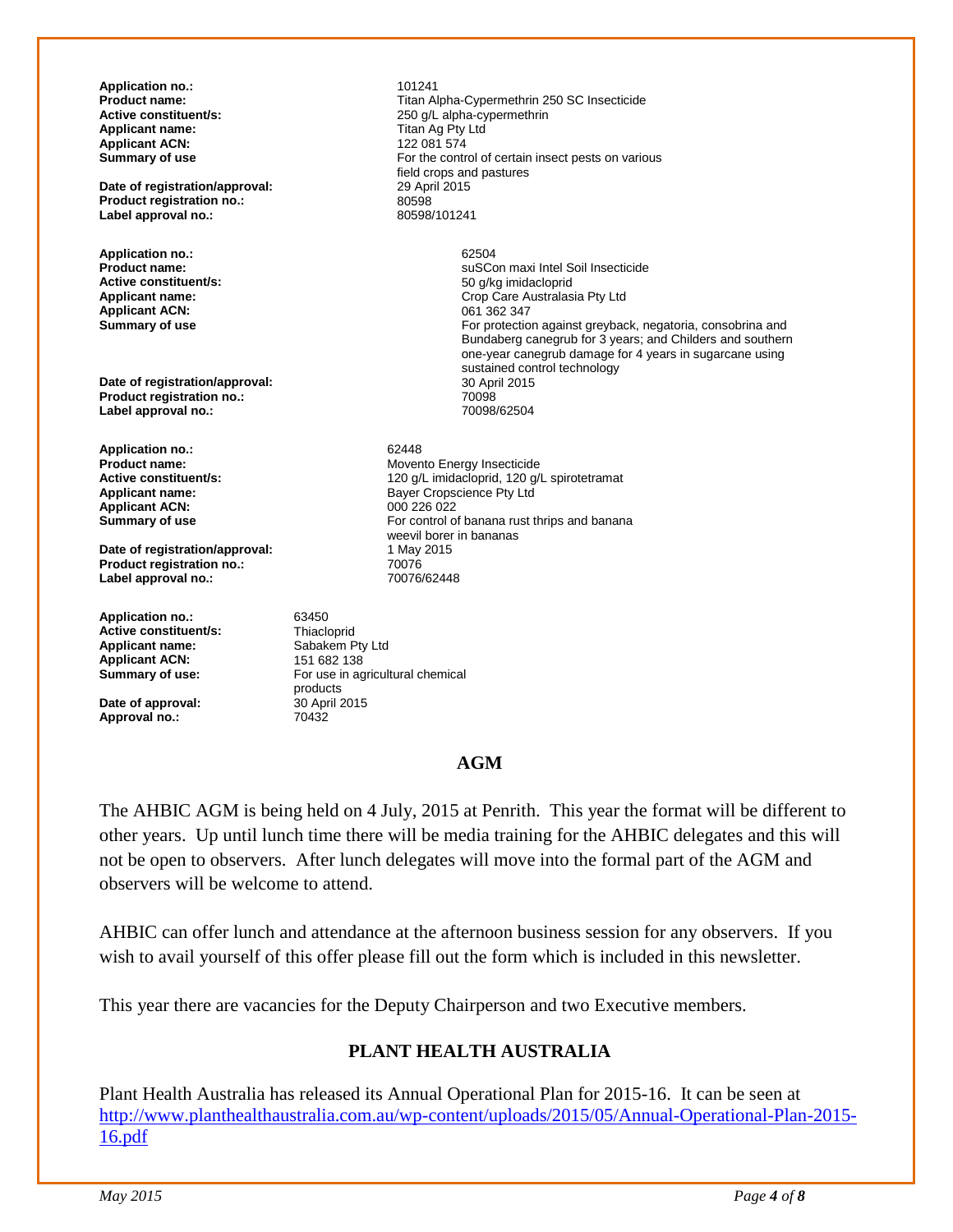**Application no.:** 101241
**Product name:** Titan Alpha-Cypermethrin 250 SC Insecticide
**Active constituent/s:** 250 g/L alpha-cypermethrin
**Applicant name:** Titan Ag Pty Ltd
**Applicant ACN:** 122 081 574
**Summary of use** For the control of certain insect pests on various field crops and pastures
**Date of registration/approval:** 29 April 2015
**Product registration no.:** 80598
**Label approval no.:** 80598/101241

**Application no.:** 62504
**Product name:** suSCon maxi Intel Soil Insecticide
**Active constituent/s:** 50 g/kg imidacloprid
**Applicant name:** Crop Care Australasia Pty Ltd
**Applicant ACN:** 061 362 347
**Summary of use** For protection against greyback, negatoria, consobrina and Bundaberg canegrub for 3 years; and Childers and southern one-year canegrub damage for 4 years in sugarcane using sustained control technology
**Date of registration/approval:** 30 April 2015
**Product registration no.:** 70098
**Label approval no.:** 70098/62504

**Application no.:** 62448
**Product name:** Movento Energy Insecticide
**Active constituent/s:** 120 g/L imidacloprid, 120 g/L spirotetramat
**Applicant name:** Bayer Cropscience Pty Ltd
**Applicant ACN:** 000 226 022
**Summary of use** For control of banana rust thrips and banana weevil borer in bananas
**Date of registration/approval:** 1 May 2015
**Product registration no.:** 70076
**Label approval no.:** 70076/62448

**Application no.:** 63450
**Active constituent/s:** Thiacloprid
**Applicant name:** Sabakem Pty Ltd
**Applicant ACN:** 151 682 138
**Summary of use:** For use in agricultural chemical products
**Date of approval:** 30 April 2015
**Approval no.:** 70432

## AGM

The AHBIC AGM is being held on 4 July, 2015 at Penrith. This year the format will be different to other years. Up until lunch time there will be media training for the AHBIC delegates and this will not be open to observers. After lunch delegates will move into the formal part of the AGM and observers will be welcome to attend.

AHBIC can offer lunch and attendance at the afternoon business session for any observers. If you wish to avail yourself of this offer please fill out the form which is included in this newsletter.

This year there are vacancies for the Deputy Chairperson and two Executive members.

## PLANT HEALTH AUSTRALIA

Plant Health Australia has released its Annual Operational Plan for 2015-16. It can be seen at http://www.planthealthaustralia.com.au/wp-content/uploads/2015/05/Annual-Operational-Plan-2015-16.pdf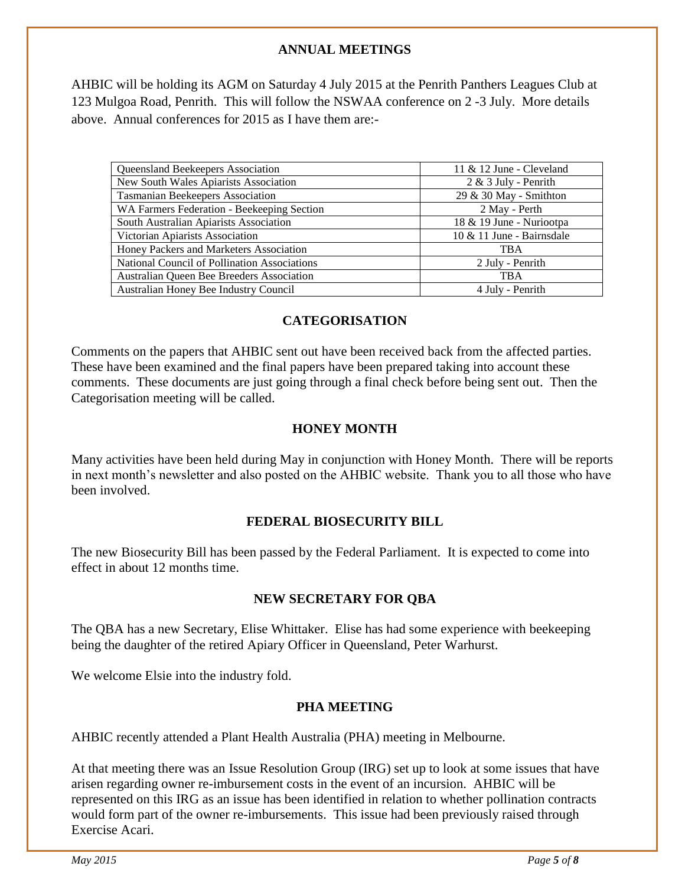## ANNUAL MEETINGS

AHBIC will be holding its AGM on Saturday 4 July 2015 at the Penrith Panthers Leagues Club at 123 Mulgoa Road, Penrith. This will follow the NSWAA conference on 2 -3 July. More details above. Annual conferences for 2015 as I have them are:-

| | |
|---|---|
| Queensland Beekeepers Association | 11 & 12 June - Cleveland |
| New South Wales Apiarists Association | 2 & 3 July - Penrith |
| Tasmanian Beekeepers Association | 29 & 30 May - Smithton |
| WA Farmers Federation - Beekeeping Section | 2 May - Perth |
| South Australian Apiarists Association | 18 & 19 June - Nuriootpa |
| Victorian Apiarists Association | 10 & 11 June - Bairnsdale |
| Honey Packers and Marketers Association | TBA |
| National Council of Pollination Associations | 2 July - Penrith |
| Australian Queen Bee Breeders Association | TBA |
| Australian Honey Bee Industry Council | 4 July - Penrith |

## CATEGORISATION

Comments on the papers that AHBIC sent out have been received back from the affected parties. These have been examined and the final papers have been prepared taking into account these comments. These documents are just going through a final check before being sent out. Then the Categorisation meeting will be called.

## HONEY MONTH

Many activities have been held during May in conjunction with Honey Month. There will be reports in next month's newsletter and also posted on the AHBIC website. Thank you to all those who have been involved.

## FEDERAL BIOSECURITY BILL

The new Biosecurity Bill has been passed by the Federal Parliament. It is expected to come into effect in about 12 months time.

## NEW SECRETARY FOR QBA

The QBA has a new Secretary, Elise Whittaker. Elise has had some experience with beekeeping being the daughter of the retired Apiary Officer in Queensland, Peter Warhurst.

We welcome Elsie into the industry fold.

## PHA MEETING

AHBIC recently attended a Plant Health Australia (PHA) meeting in Melbourne.

At that meeting there was an Issue Resolution Group (IRG) set up to look at some issues that have arisen regarding owner re-imbursement costs in the event of an incursion. AHBIC will be represented on this IRG as an issue has been identified in relation to whether pollination contracts would form part of the owner re-imbursements. This issue had been previously raised through Exercise Acari.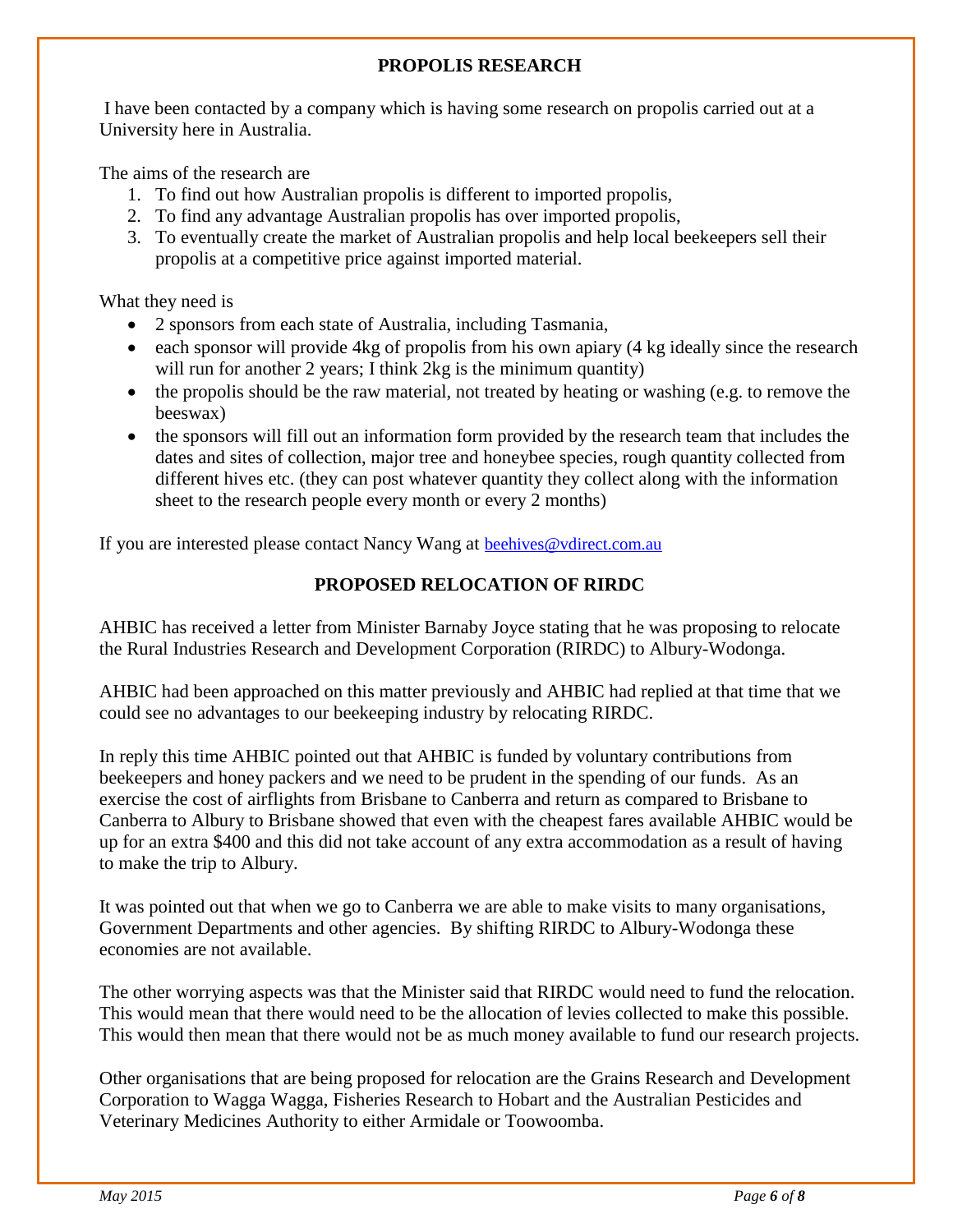## PROPOSIS RESEARCH

I have been contacted by a company which is having some research on propolis carried out at a University here in Australia.

The aims of the research are

1. To find out how Australian propolis is different to imported propolis,
2. To find any advantage Australian propolis has over imported propolis,
3. To eventually create the market of Australian propolis and help local beekeepers sell their propolis at a competitive price against imported material.

What they need is

- 2 sponsors from each state of Australia, including Tasmania,
- each sponsor will provide 4kg of propolis from his own apiary (4 kg ideally since the research will run for another 2 years; I think 2kg is the minimum quantity)
- the propolis should be the raw material, not treated by heating or washing (e.g. to remove the beeswax)
- the sponsors will fill out an information form provided by the research team that includes the dates and sites of collection, major tree and honeybee species, rough quantity collected from different hives etc. (they can post whatever quantity they collect along with the information sheet to the research people every month or every 2 months)

If you are interested please contact Nancy Wang at beehives@vdirect.com.au

## PROPOSED RELOCATION OF RIRDC

AHBIC has received a letter from Minister Barnaby Joyce stating that he was proposing to relocate the Rural Industries Research and Development Corporation (RIRDC) to Albury-Wodonga.

AHBIC had been approached on this matter previously and AHBIC had replied at that time that we could see no advantages to our beekeeping industry by relocating RIRDC.

In reply this time AHBIC pointed out that AHBIC is funded by voluntary contributions from beekeepers and honey packers and we need to be prudent in the spending of our funds. As an exercise the cost of airflights from Brisbane to Canberra and return as compared to Brisbane to Canberra to Albury to Brisbane showed that even with the cheapest fares available AHBIC would be up for an extra $400 and this did not take account of any extra accommodation as a result of having to make the trip to Albury.

It was pointed out that when we go to Canberra we are able to make visits to many organisations, Government Departments and other agencies. By shifting RIRDC to Albury-Wodonga these economies are not available.

The other worrying aspects was that the Minister said that RIRDC would need to fund the relocation. This would mean that there would need to be the allocation of levies collected to make this possible. This would then mean that there would not be as much money available to fund our research projects.

Other organisations that are being proposed for relocation are the Grains Research and Development Corporation to Wagga Wagga, Fisheries Research to Hobart and the Australian Pesticides and Veterinary Medicines Authority to either Armidale or Toowoomba.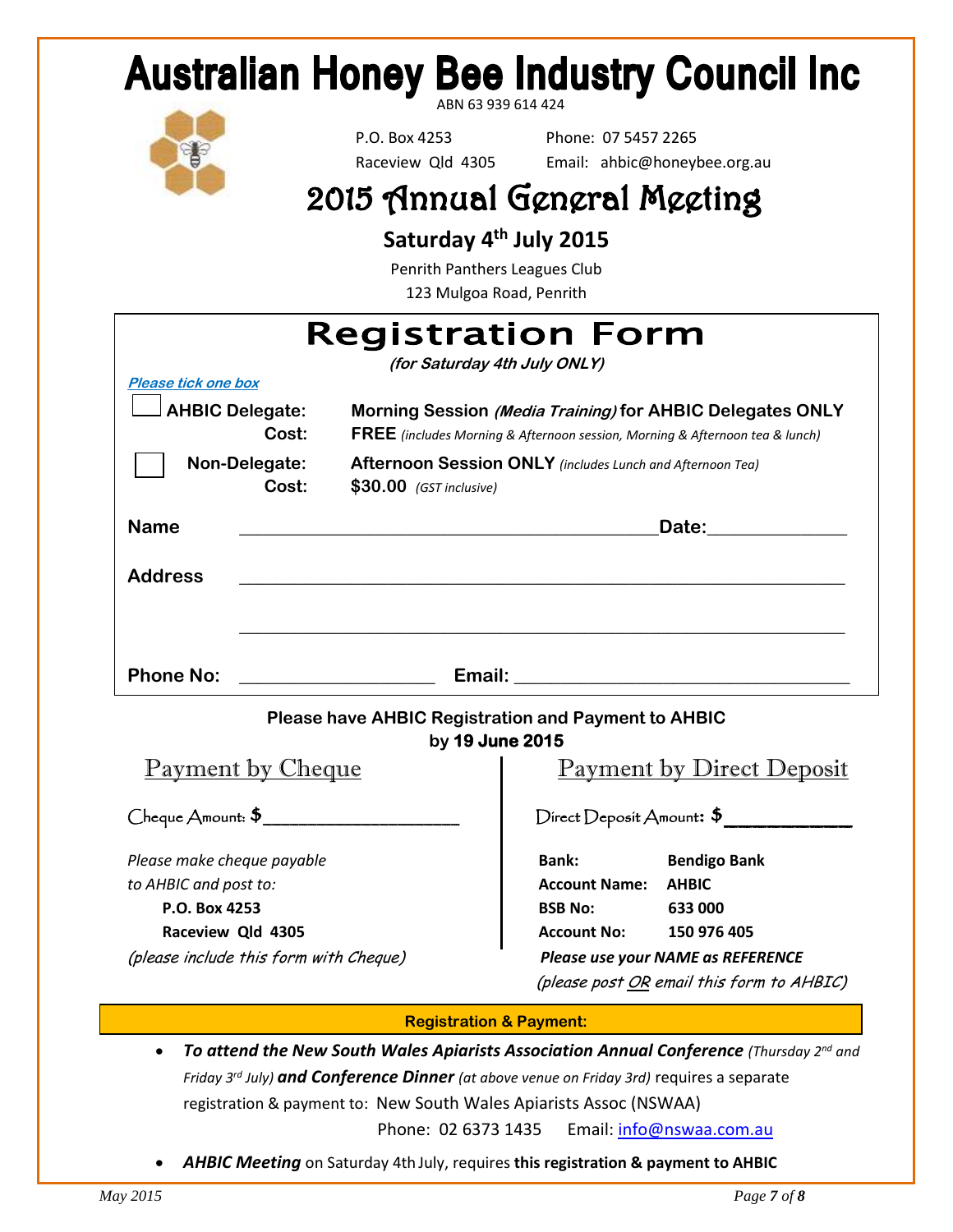# Australian Honey Bee Industry Council Inc

ABN 63 939 614 424

P.O. Box 4253
Raceview Qld 4305

Phone: 07 5457 2265
Email: ahbic@honeybee.org.au

## 2015 Annual General Meeting

### Saturday 4th July 2015

Penrith Panthers Leagues Club
123 Mulgoa Road, Penrith

## Registration Form

***(for Saturday 4th July ONLY)***

*Please tick one box*

☐ **AHBIC Delegate:** **Morning Session** ***(Media Training)*** **for AHBIC Delegates ONLY**
**Cost:** **FREE** *(includes Morning & Afternoon session, Morning & Afternoon tea & lunch)*

☐ **Non-Delegate:** **Afternoon Session ONLY** *(includes Lunch and Afternoon Tea)*
**Cost:** **$30.00** *(GST inclusive)*

**Name** ______________________________________________ **Date:**______________

**Address** ____________________________________________________________

____________________________________________________________

**Phone No:** ____________________ **Email:** __________________________________

**Please have AHBIC Registration and Payment to AHBIC by 19 June 2015**

### Payment by Cheque

Cheque Amount: $_____________________

*Please make cheque payable to AHBIC and post to:*
**P.O. Box 4253**
**Raceview Qld 4305**
*(please include this form with Cheque)*

### Payment by Direct Deposit

Direct Deposit Amount: $_____________

| | |
|---|---|
| **Bank:** | **Bendigo Bank** |
| **Account Name:** | **AHBIC** |
| **BSB No:** | **633 000** |
| **Account No:** | **150 976 405** |

***Please use your NAME as REFERENCE***
*(please post OR email this form to AHBIC)*

**Registration & Payment:**

- ***To attend the New South Wales Apiarists Association Annual Conference*** *(Thursday 2nd and Friday 3rd July)* ***and Conference Dinner*** *(at above venue on Friday 3rd)* requires a separate registration & payment to: New South Wales Apiarists Assoc (NSWAA)
  Phone: 02 6373 1435 Email: info@nswaa.com.au
- ***AHBIC Meeting*** on Saturday 4th July, requires **this registration & payment to AHBIC**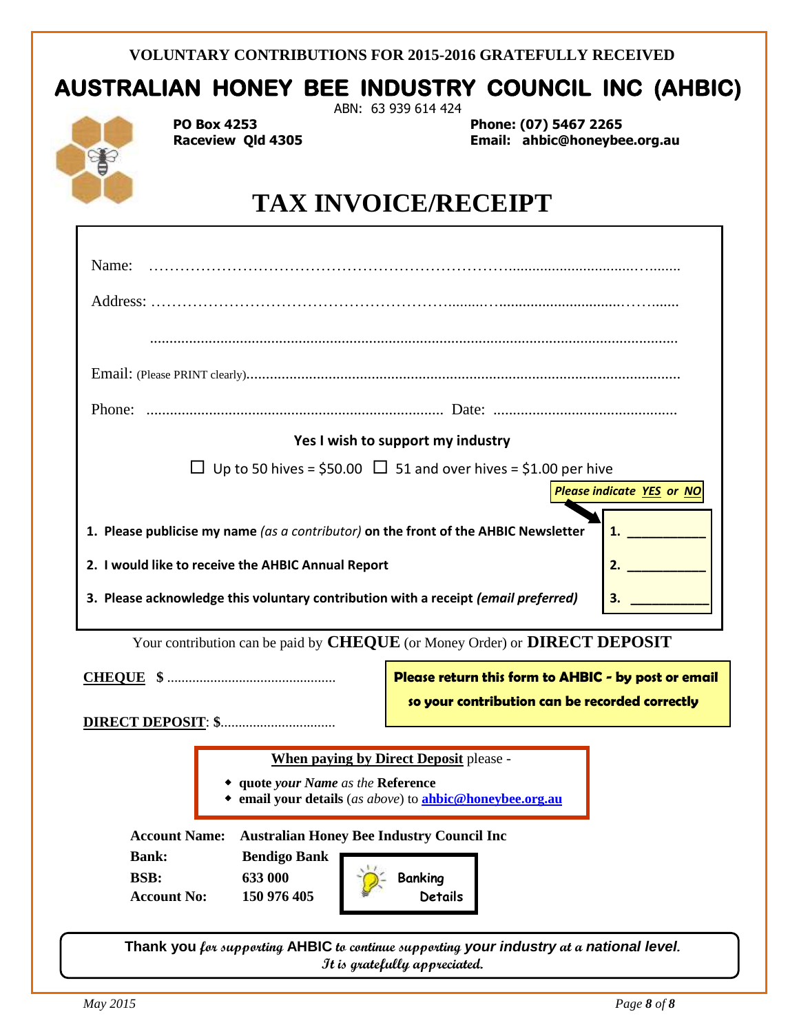**VOLUNTARY CONTRIBUTIONS FOR 2015-2016 GRATEFULLY RECEIVED**

# AUSTRALIAN HONEY BEE INDUSTRY COUNCIL INC (AHBIC)

ABN: 63 939 614 424

**PO Box 4253**
**Raceview Qld 4305**

**Phone: (07) 5467 2265**
**Email: ahbic@honeybee.org.au**

# TAX INVOICE/RECEIPT

Name: ……………………………………………………………………………………………

Address: ……………………………………………………………………………………………

……………………………………………………………………………………………

Email: (Please PRINT clearly)……………………………………………………………………

Phone: …………………………………………… Date: ……………………………………

**Yes I wish to support my industry**

☐ Up to 50 hives = $50.00 ☐ 51 and over hives = $1.00 per hive

***Please indicate YES or NO***

1. **Please publicise my name** *(as a contributor)* **on the front of the AHBIC Newsletter** — **1.** ________
2. **I would like to receive the AHBIC Annual Report** — **2.** ________
3. **Please acknowledge this voluntary contribution with a receipt** ***(email preferred)*** — **3.** ________

Your contribution can be paid by **CHEQUE** (or Money Order) or **DIRECT DEPOSIT**

**CHEQUE $** ……………………………

**DIRECT DEPOSIT: $**……………………………

**Please return this form to AHBIC - by post or email so your contribution can be recorded correctly**

**When paying by Direct Deposit** please -

- **quote** ***your Name*** *as the* **Reference**
- **email your details** (*as above*) to **ahbic@honeybee.org.au**

| | |
|---|---|
| **Account Name:** | **Australian Honey Bee Industry Council Inc** |
| **Bank:** | **Bendigo Bank** |
| **BSB:** | **633 000** |
| **Account No:** | **150 976 405** |

Banking Details

**Thank you** *for supporting* **AHBIC** *to continue supporting* ***your industry*** *at a* ***national level.*** *It is gratefully appreciated.*

*May 2015*